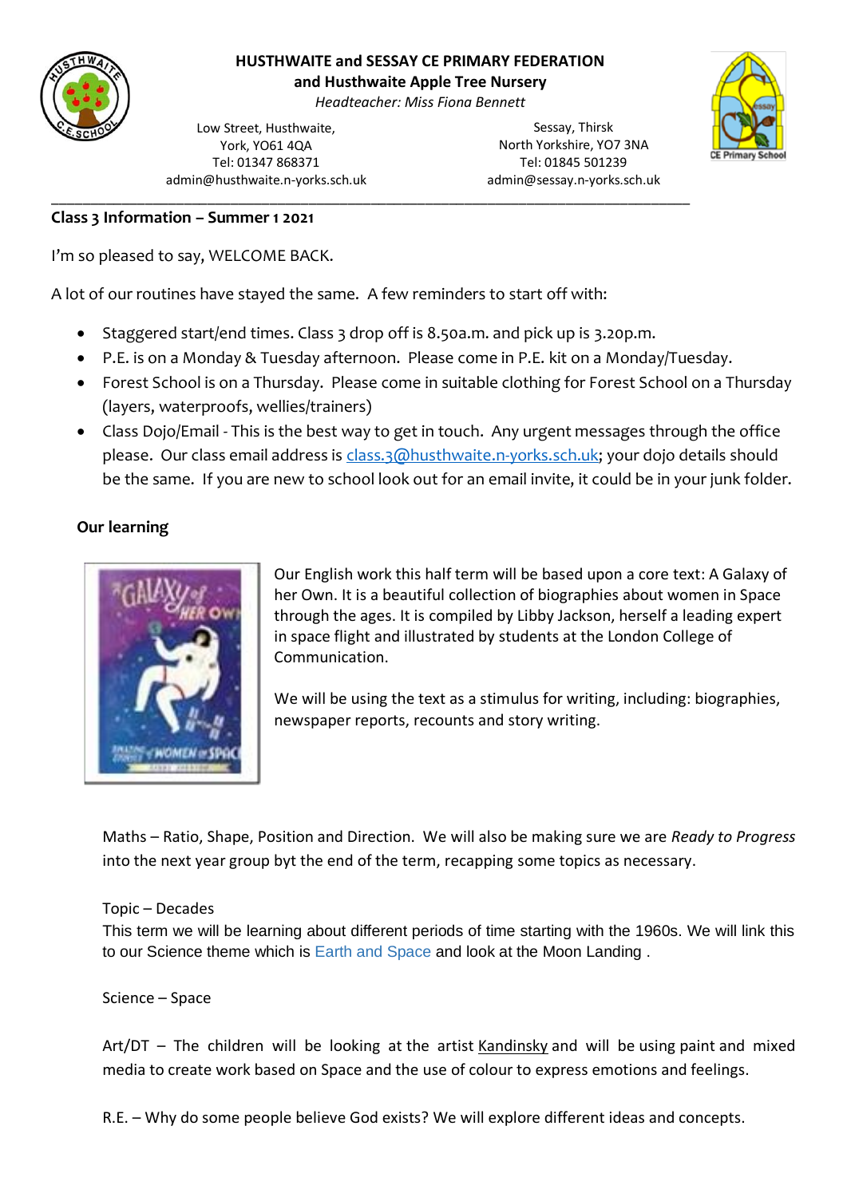**HUSTHWAITE and SESSAY CE PRIMARY FEDERATION**
**and Husthwaite Apple Tree Nursery**
*Headteacher: Miss Fiona Bennett*

Low Street, Husthwaite,
York, YO61 4QA
Tel: 01347 868371
admin@husthwaite.n-yorks.sch.uk

Sessay, Thirsk
North Yorkshire, YO7 3NA
Tel: 01845 501239
admin@sessay.n-yorks.sch.uk

---

**Class 3 Information – Summer 1 2021**

I'm so pleased to say, WELCOME BACK.

A lot of our routines have stayed the same. A few reminders to start off with:

- Staggered start/end times. Class 3 drop off is 8.50a.m. and pick up is 3.20p.m.
- P.E. is on a Monday & Tuesday afternoon. Please come in P.E. kit on a Monday/Tuesday.
- Forest School is on a Thursday. Please come in suitable clothing for Forest School on a Thursday (layers, waterproofs, wellies/trainers)
- Class Dojo/Email - This is the best way to get in touch. Any urgent messages through the office please. Our class email address is class.3@husthwaite.n-yorks.sch.uk; your dojo details should be the same. If you are new to school look out for an email invite, it could be in your junk folder.

**Our learning**

Our English work this half term will be based upon a core text: A Galaxy of her Own. It is a beautiful collection of biographies about women in Space through the ages. It is compiled by Libby Jackson, herself a leading expert in space flight and illustrated by students at the London College of Communication.

We will be using the text as a stimulus for writing, including: biographies, newspaper reports, recounts and story writing.

Maths – Ratio, Shape, Position and Direction. We will also be making sure we are *Ready to Progress* into the next year group byt the end of the term, recapping some topics as necessary.

Topic – Decades
This term we will be learning about different periods of time starting with the 1960s. We will link this to our Science theme which is Earth and Space and look at the Moon Landing .

Science – Space

Art/DT – The children will be looking at the artist Kandinsky and will be using paint and mixed media to create work based on Space and the use of colour to express emotions and feelings.

R.E. – Why do some people believe God exists? We will explore different ideas and concepts.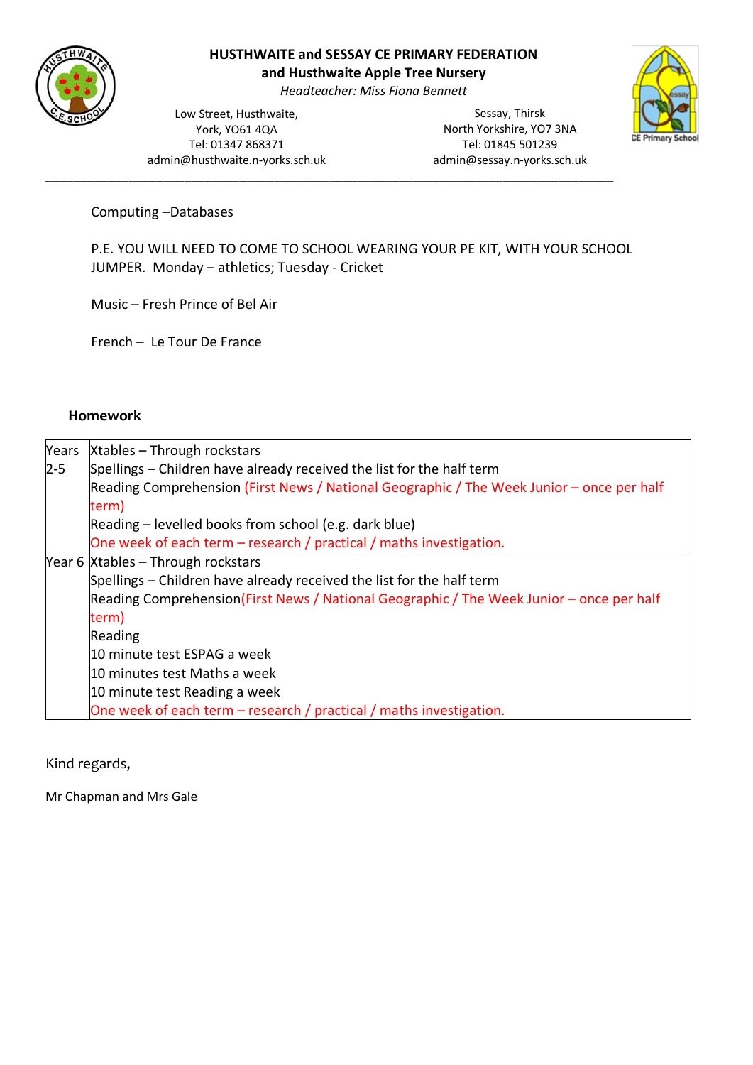**HUSTHWAITE and SESSAY CE PRIMARY FEDERATION**
**and Husthwaite Apple Tree Nursery**
*Headteacher: Miss Fiona Bennett*

Low Street, Husthwaite,
York, YO61 4QA
Tel: 01347 868371
admin@husthwaite.n-yorks.sch.uk

Sessay, Thirsk
North Yorkshire, YO7 3NA
Tel: 01845 501239
admin@sessay.n-yorks.sch.uk

---

Computing –Databases

P.E. YOU WILL NEED TO COME TO SCHOOL WEARING YOUR PE KIT, WITH YOUR SCHOOL JUMPER. Monday – athletics; Tuesday - Cricket

Music – Fresh Prince of Bel Air

French – Le Tour De France

**Homework**

| | |
|---|---|
| Years 2-5 | Xtables – Through rockstars<br>Spellings – Children have already received the list for the half term<br>Reading Comprehension (First News / National Geographic / The Week Junior – once per half term)<br>Reading – levelled books from school (e.g. dark blue)<br>One week of each term – research / practical / maths investigation. |
| Year 6 | Xtables – Through rockstars<br>Spellings – Children have already received the list for the half term<br>Reading Comprehension(First News / National Geographic / The Week Junior – once per half term)<br>Reading<br>10 minute test ESPAG a week<br>10 minutes test Maths a week<br>10 minute test Reading a week<br>One week of each term – research / practical / maths investigation. |

Kind regards,

Mr Chapman and Mrs Gale